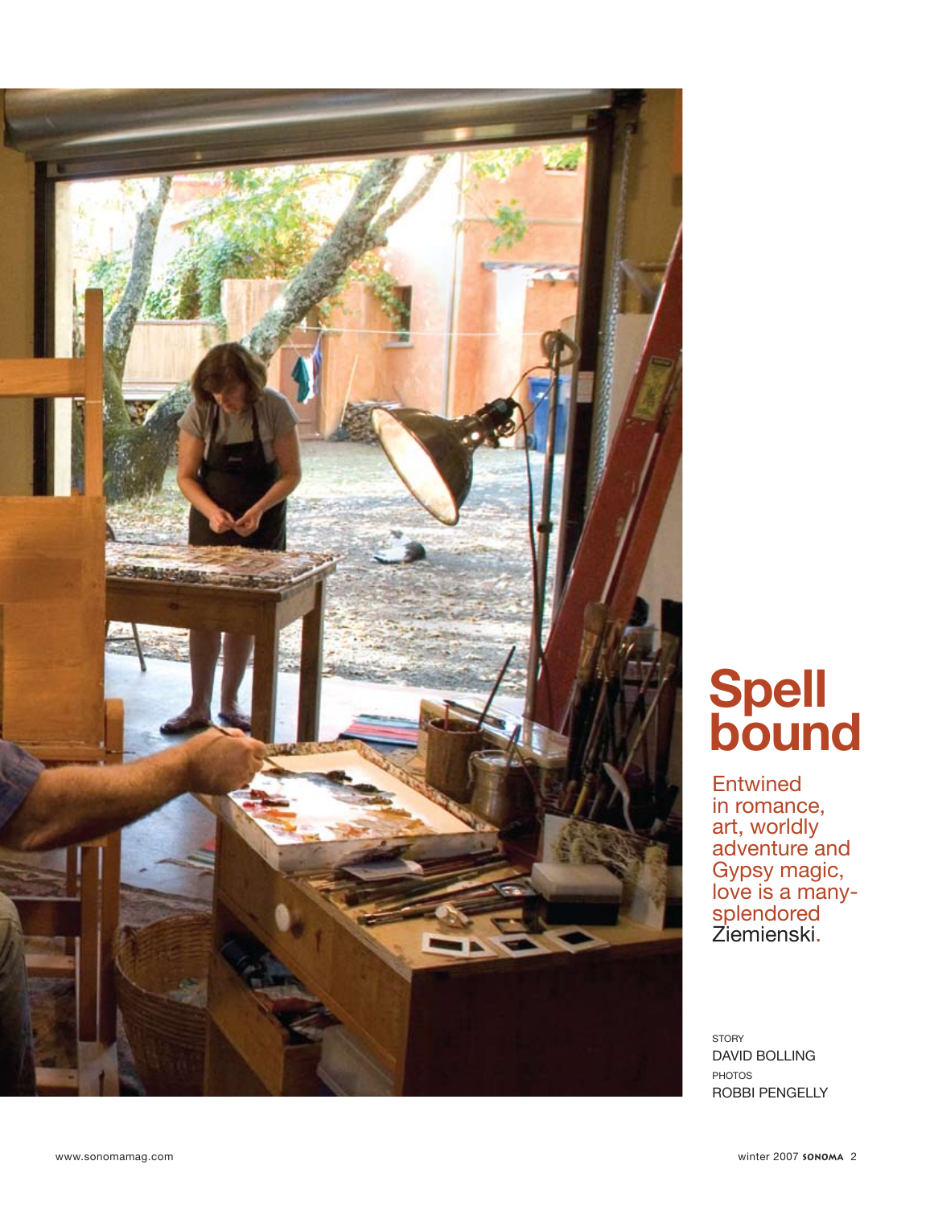# Spell bound

Entwined in romance, art, worldly adventure and Gypsy magic, love is a many-splendored Ziemienski.

STORY
DAVID BOLLING

PHOTOS
ROBBI PENGELLY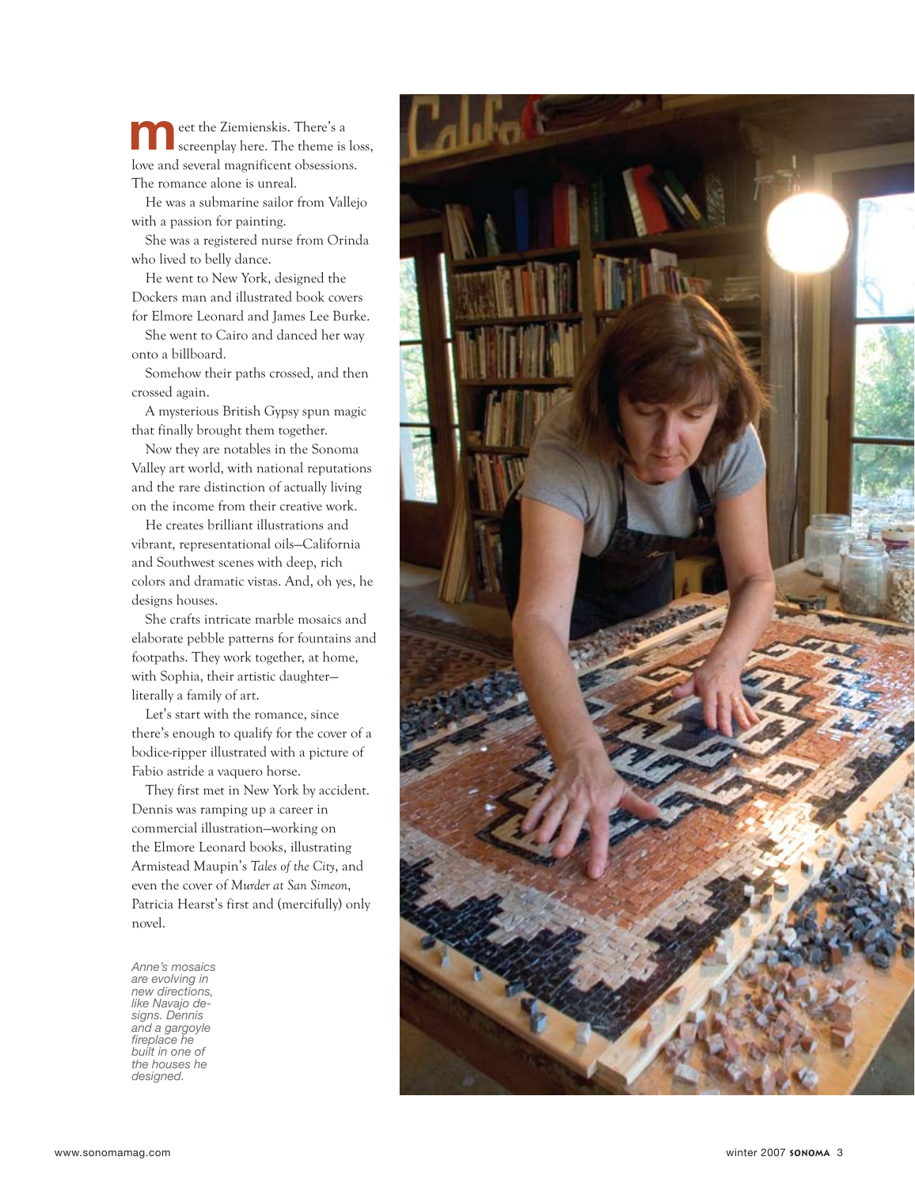Meet the Ziemienskis. There's a screenplay here. The theme is loss, love and several magnificent obsessions. The romance alone is unreal.

He was a submarine sailor from Vallejo with a passion for painting.

She was a registered nurse from Orinda who lived to belly dance.

He went to New York, designed the Dockers man and illustrated book covers for Elmore Leonard and James Lee Burke.

She went to Cairo and danced her way onto a billboard.

Somehow their paths crossed, and then crossed again.

A mysterious British Gypsy spun magic that finally brought them together.

Now they are notables in the Sonoma Valley art world, with national reputations and the rare distinction of actually living on the income from their creative work.

He creates brilliant illustrations and vibrant, representational oils—California and Southwest scenes with deep, rich colors and dramatic vistas. And, oh yes, he designs houses.

She crafts intricate marble mosaics and elaborate pebble patterns for fountains and footpaths. They work together, at home, with Sophia, their artistic daughter—literally a family of art.

Let's start with the romance, since there's enough to qualify for the cover of a bodice-ripper illustrated with a picture of Fabio astride a vaquero horse.

They first met in New York by accident. Dennis was ramping up a career in commercial illustration—working on the Elmore Leonard books, illustrating Armistead Maupin's *Tales of the City*, and even the cover of *Murder at San Simeon*, Patricia Hearst's first and (mercifully) only novel.

*Anne's mosaics are evolving in new directions, like Navajo designs. Dennis and a gargoyle fireplace he built in one of the houses he designed.*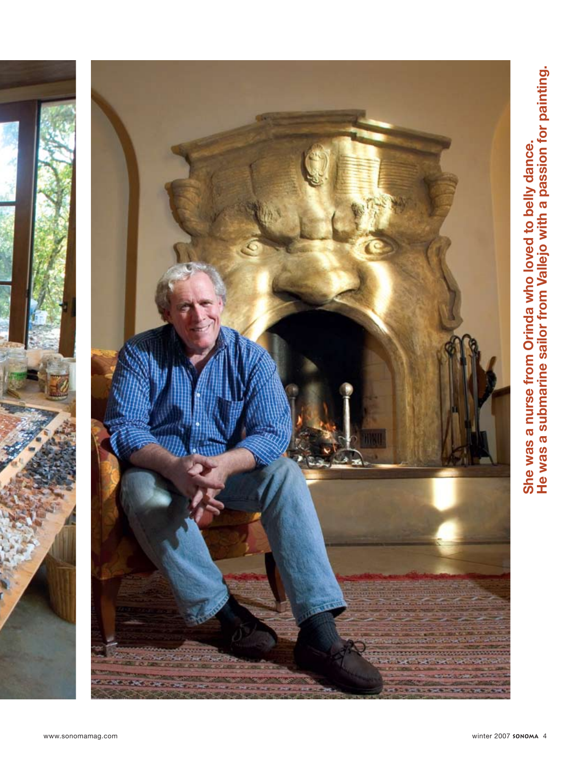**She was a nurse from Orinda who loved to belly dance.**
**He was a submarine sailor from Vallejo with a passion for painting.**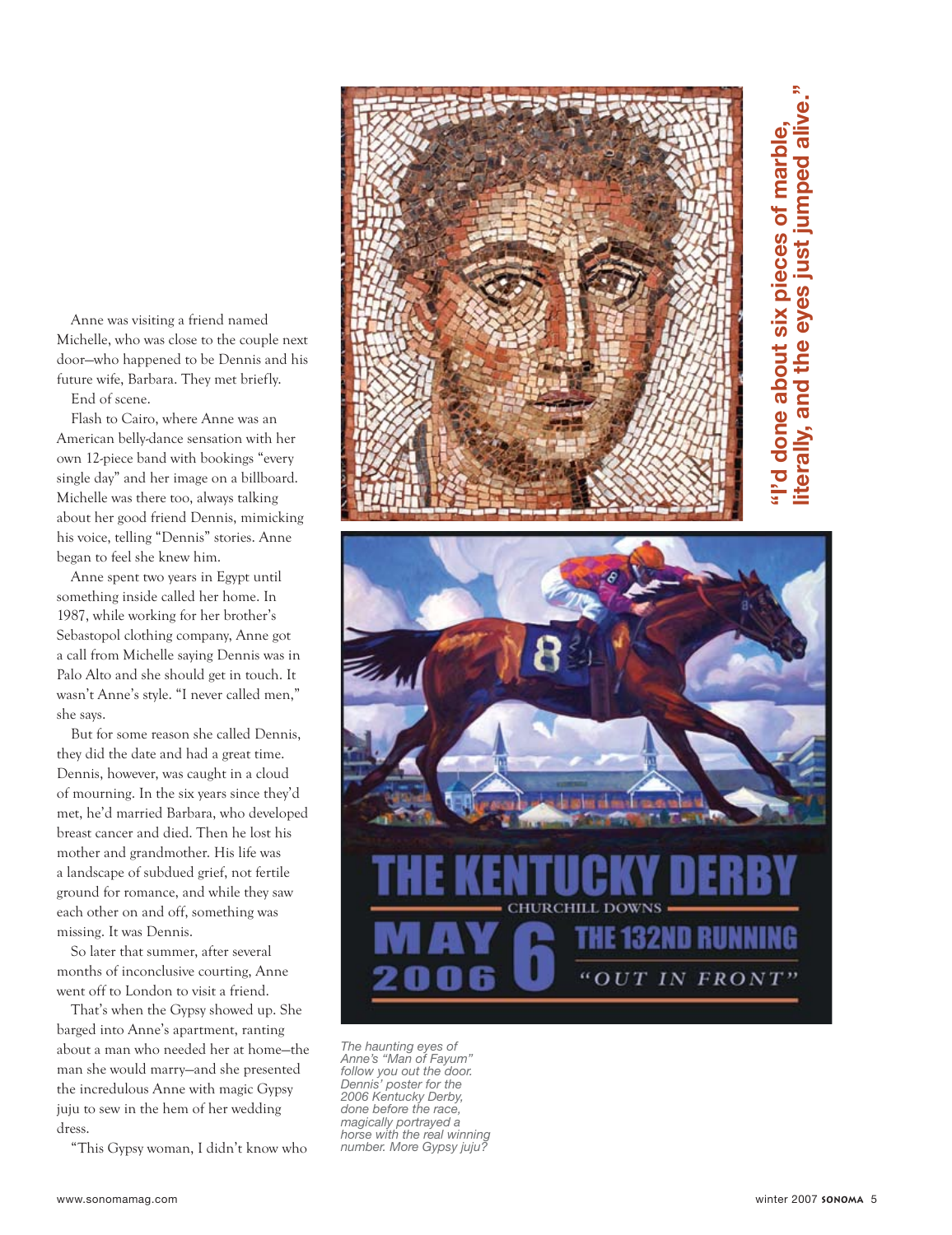Anne was visiting a friend named Michelle, who was close to the couple next door—who happened to be Dennis and his future wife, Barbara. They met briefly.

End of scene.

Flash to Cairo, where Anne was an American belly-dance sensation with her own 12-piece band with bookings "every single day" and her image on a billboard. Michelle was there too, always talking about her good friend Dennis, mimicking his voice, telling "Dennis" stories. Anne began to feel she knew him.

Anne spent two years in Egypt until something inside called her home. In 1987, while working for her brother's Sebastopol clothing company, Anne got a call from Michelle saying Dennis was in Palo Alto and she should get in touch. It wasn't Anne's style. "I never called men," she says.

But for some reason she called Dennis, they did the date and had a great time. Dennis, however, was caught in a cloud of mourning. In the six years since they'd met, he'd married Barbara, who developed breast cancer and died. Then he lost his mother and grandmother. His life was a landscape of subdued grief, not fertile ground for romance, and while they saw each other on and off, something was missing. It was Dennis.

So later that summer, after several months of inconclusive courting, Anne went off to London to visit a friend.

That's when the Gypsy showed up. She barged into Anne's apartment, ranting about a man who needed her at home—the man she would marry—and she presented the incredulous Anne with magic Gypsy juju to sew in the hem of her wedding dress.

"This Gypsy woman, I didn't know who

**"I'd done about six pieces of marble, literally, and the eyes just jumped alive."**

*The haunting eyes of Anne's "Man of Fayum" follow you out the door. Dennis' poster for the 2006 Kentucky Derby, done before the race, magically portrayed a horse with the real winning number. More Gypsy juju?*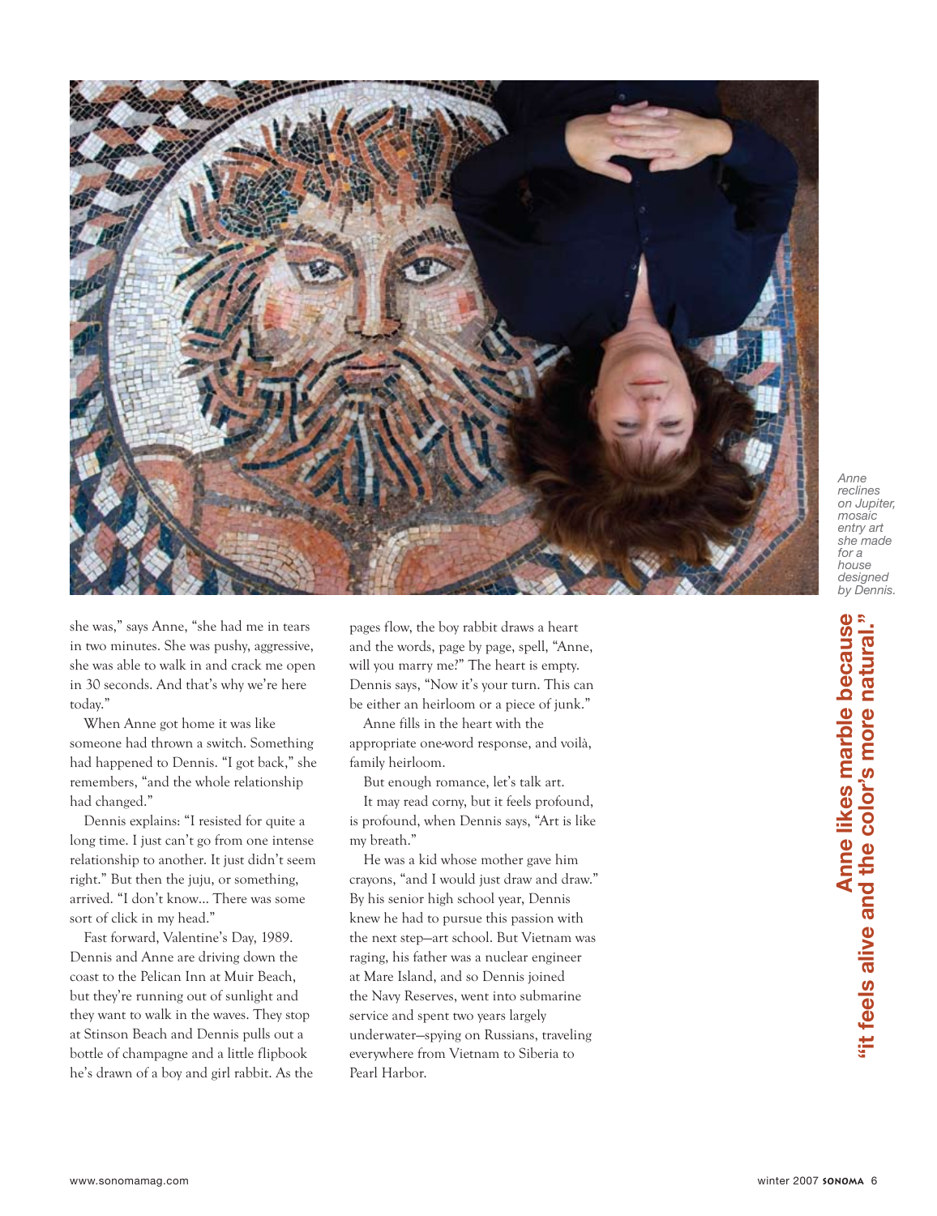*Anne reclines on Jupiter, mosaic entry art she made for a house designed by Dennis.*

she was," says Anne, "she had me in tears in two minutes. She was pushy, aggressive, she was able to walk in and crack me open in 30 seconds. And that's why we're here today."

When Anne got home it was like someone had thrown a switch. Something had happened to Dennis. "I got back," she remembers, "and the whole relationship had changed."

Dennis explains: "I resisted for quite a long time. I just can't go from one intense relationship to another. It just didn't seem right." But then the juju, or something, arrived. "I don't know... There was some sort of click in my head."

Fast forward, Valentine's Day, 1989. Dennis and Anne are driving down the coast to the Pelican Inn at Muir Beach, but they're running out of sunlight and they want to walk in the waves. They stop at Stinson Beach and Dennis pulls out a bottle of champagne and a little flipbook he's drawn of a boy and girl rabbit. As the pages flow, the boy rabbit draws a heart and the words, page by page, spell, "Anne, will you marry me?" The heart is empty. Dennis says, "Now it's your turn. This can be either an heirloom or a piece of junk."

Anne fills in the heart with the appropriate one-word response, and voilà, family heirloom.

But enough romance, let's talk art.

It may read corny, but it feels profound, is profound, when Dennis says, "Art is like my breath."

He was a kid whose mother gave him crayons, "and I would just draw and draw." By his senior high school year, Dennis knew he had to pursue this passion with the next step—art school. But Vietnam was raging, his father was a nuclear engineer at Mare Island, and so Dennis joined the Navy Reserves, went into submarine service and spent two years largely underwater—spying on Russians, traveling everywhere from Vietnam to Siberia to Pearl Harbor.

**Anne likes marble because "it feels alive and the color's more natural."**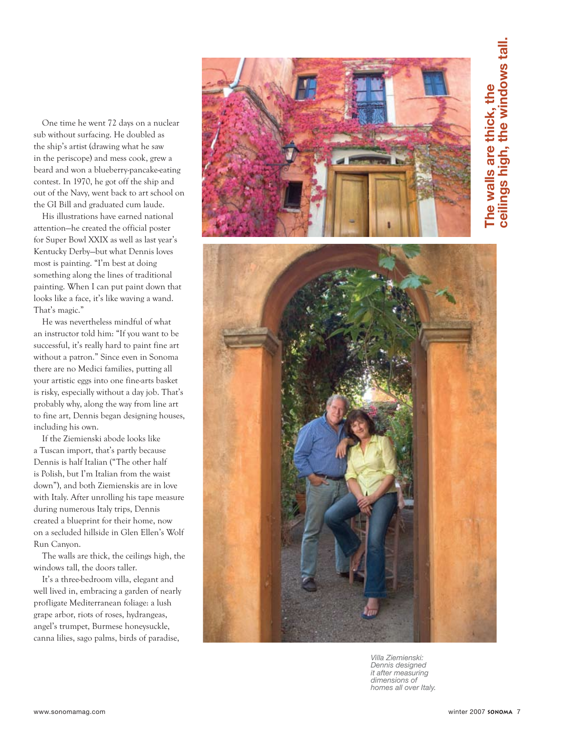One time he went 72 days on a nuclear sub without surfacing. He doubled as the ship's artist (drawing what he saw in the periscope) and mess cook, grew a beard and won a blueberry-pancake-eating contest. In 1970, he got off the ship and out of the Navy, went back to art school on the GI Bill and graduated cum laude.

His illustrations have earned national attention—he created the official poster for Super Bowl XXIX as well as last year's Kentucky Derby—but what Dennis loves most is painting. "I'm best at doing something along the lines of traditional painting. When I can put paint down that looks like a face, it's like waving a wand. That's magic."

He was nevertheless mindful of what an instructor told him: "If you want to be successful, it's really hard to paint fine art without a patron." Since even in Sonoma there are no Medici families, putting all your artistic eggs into one fine-arts basket is risky, especially without a day job. That's probably why, along the way from line art to fine art, Dennis began designing houses, including his own.

If the Ziemienski abode looks like a Tuscan import, that's partly because Dennis is half Italian ("The other half is Polish, but I'm Italian from the waist down"), and both Ziemienskis are in love with Italy. After unrolling his tape measure during numerous Italy trips, Dennis created a blueprint for their home, now on a secluded hillside in Glen Ellen's Wolf Run Canyon.

The walls are thick, the ceilings high, the windows tall, the doors taller.

It's a three-bedroom villa, elegant and well lived in, embracing a garden of nearly profligate Mediterranean foliage: a lush grape arbor, riots of roses, hydrangeas, angel's trumpet, Burmese honeysuckle, canna lilies, sago palms, birds of paradise,

**The walls are thick, the ceilings high, the windows tall.**

*Villa Ziemienski: Dennis designed it after measuring dimensions of homes all over Italy.*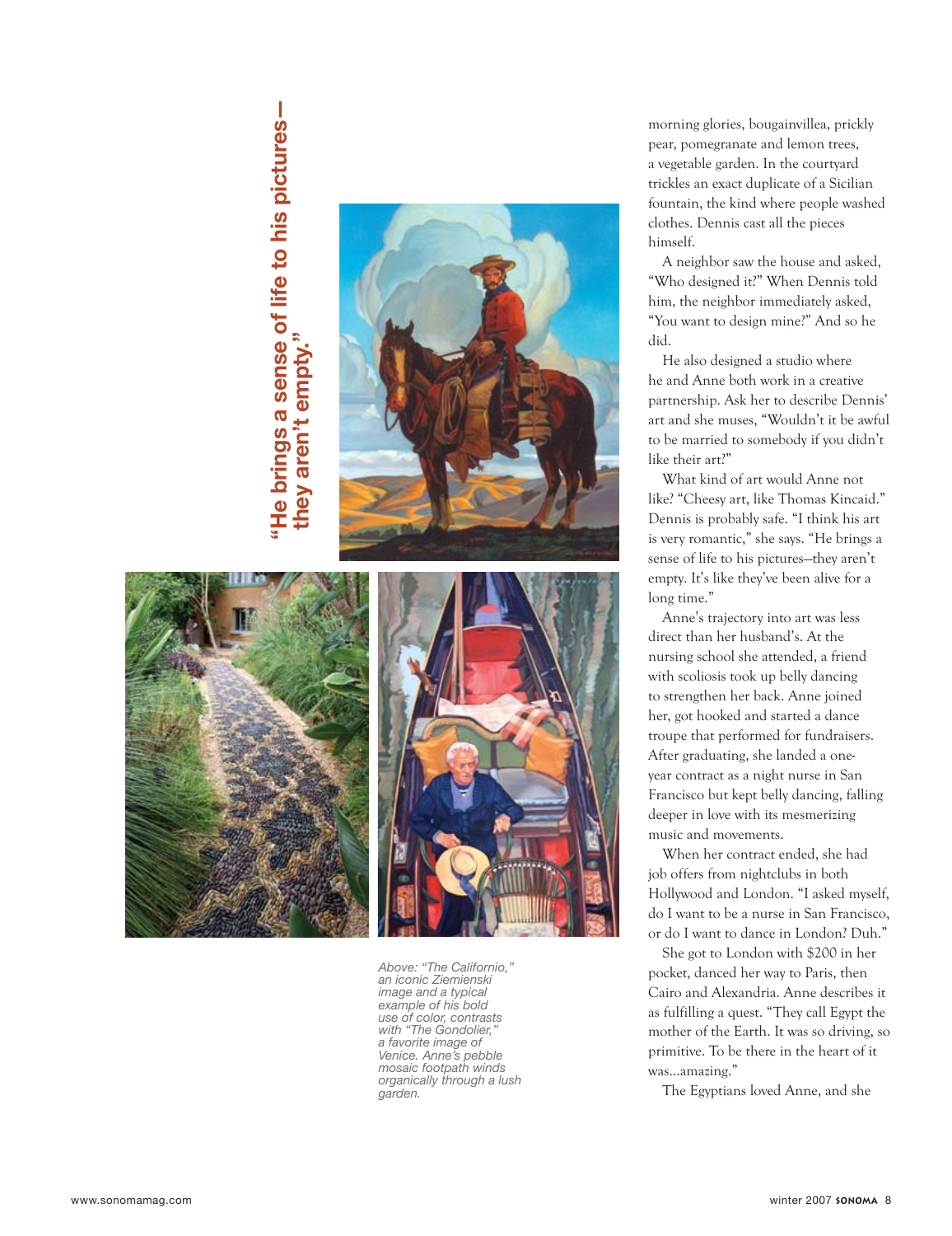**"He brings a sense of life to his pictures—they aren't empty."**

*Above: "The Californio," an iconic Ziemienski image and a typical example of his bold use of color, contrasts with "The Gondolier," a favorite image of Venice. Anne's pebble mosaic footpath winds organically through a lush garden.*

morning glories, bougainvillea, prickly pear, pomegranate and lemon trees, a vegetable garden. In the courtyard trickles an exact duplicate of a Sicilian fountain, the kind where people washed clothes. Dennis cast all the pieces himself.

A neighbor saw the house and asked, "Who designed it?" When Dennis told him, the neighbor immediately asked, "You want to design mine?" And so he did.

He also designed a studio where he and Anne both work in a creative partnership. Ask her to describe Dennis' art and she muses, "Wouldn't it be awful to be married to somebody if you didn't like their art?"

What kind of art would Anne not like? "Cheesy art, like Thomas Kincaid." Dennis is probably safe. "I think his art is very romantic," she says. "He brings a sense of life to his pictures—they aren't empty. It's like they've been alive for a long time."

Anne's trajectory into art was less direct than her husband's. At the nursing school she attended, a friend with scoliosis took up belly dancing to strengthen her back. Anne joined her, got hooked and started a dance troupe that performed for fundraisers. After graduating, she landed a one-year contract as a night nurse in San Francisco but kept belly dancing, falling deeper in love with its mesmerizing music and movements.

When her contract ended, she had job offers from nightclubs in both Hollywood and London. "I asked myself, do I want to be a nurse in San Francisco, or do I want to dance in London? Duh."

She got to London with $200 in her pocket, danced her way to Paris, then Cairo and Alexandria. Anne describes it as fulfilling a quest. "They call Egypt the mother of the Earth. It was so driving, so primitive. To be there in the heart of it was...amazing."

The Egyptians loved Anne, and she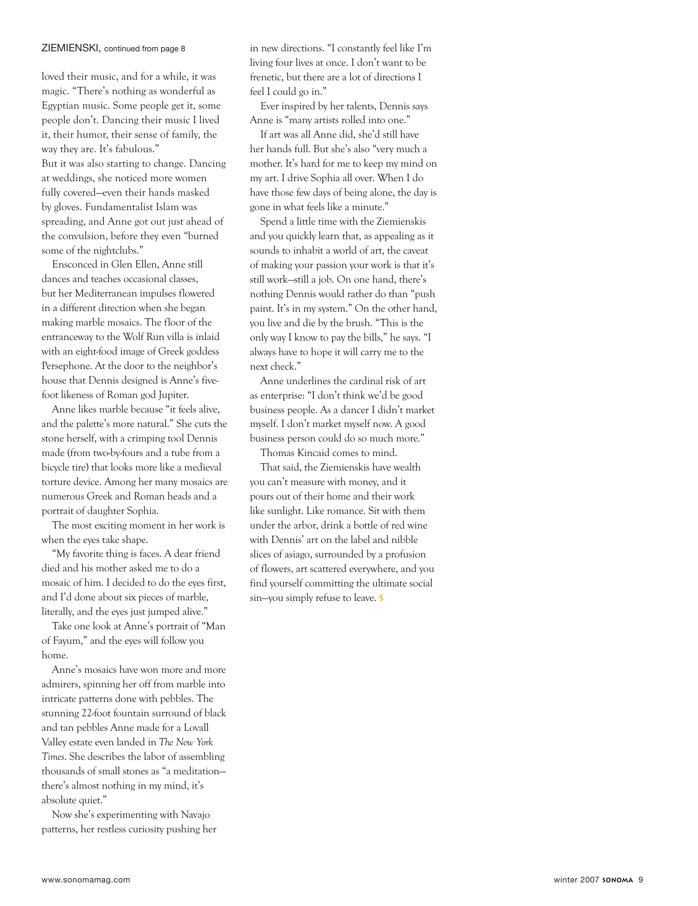ZIEMIENSKI, continued from page 8

loved their music, and for a while, it was magic. "There's nothing as wonderful as Egyptian music. Some people get it, some people don't. Dancing their music I lived it, their humor, their sense of family, the way they are. It's fabulous."

But it was also starting to change. Dancing at weddings, she noticed more women fully covered—even their hands masked by gloves. Fundamentalist Islam was spreading, and Anne got out just ahead of the convulsion, before they even "burned some of the nightclubs."

Ensconced in Glen Ellen, Anne still dances and teaches occasional classes, but her Mediterranean impulses flowered in a different direction when she began making marble mosaics. The floor of the entranceway to the Wolf Run villa is inlaid with an eight-food image of Greek goddess Persephone. At the door to the neighbor's house that Dennis designed is Anne's five-foot likeness of Roman god Jupiter.

Anne likes marble because "it feels alive, and the palette's more natural." She cuts the stone herself, with a crimping tool Dennis made (from two-by-fours and a tube from a bicycle tire) that looks more like a medieval torture device. Among her many mosaics are numerous Greek and Roman heads and a portrait of daughter Sophia.

The most exciting moment in her work is when the eyes take shape.

"My favorite thing is faces. A dear friend died and his mother asked me to do a mosaic of him. I decided to do the eyes first, and I'd done about six pieces of marble, literally, and the eyes just jumped alive."

Take one look at Anne's portrait of "Man of Fayum," and the eyes will follow you home.

Anne's mosaics have won more and more admirers, spinning her off from marble into intricate patterns done with pebbles. The stunning 22-foot fountain surround of black and tan pebbles Anne made for a Lovall Valley estate even landed in *The New York Times*. She describes the labor of assembling thousands of small stones as "a meditation—there's almost nothing in my mind, it's absolute quiet."

Now she's experimenting with Navajo patterns, her restless curiosity pushing her in new directions. "I constantly feel like I'm living four lives at once. I don't want to be frenetic, but there are a lot of directions I feel I could go in."

Ever inspired by her talents, Dennis says Anne is "many artists rolled into one."

If art was all Anne did, she'd still have her hands full. But she's also "very much a mother. It's hard for me to keep my mind on my art. I drive Sophia all over. When I do have those few days of being alone, the day is gone in what feels like a minute."

Spend a little time with the Ziemienskis and you quickly learn that, as appealing as it sounds to inhabit a world of art, the caveat of making your passion your work is that it's still work—still a job. On one hand, there's nothing Dennis would rather do than "push paint. It's in my system." On the other hand, you live and die by the brush. "This is the only way I know to pay the bills," he says. "I always have to hope it will carry me to the next check."

Anne underlines the cardinal risk of art as enterprise: "I don't think we'd be good business people. As a dancer I didn't market myself. I don't market myself now. A good business person could do so much more."

Thomas Kincaid comes to mind.

That said, the Ziemienskis have wealth you can't measure with money, and it pours out of their home and their work like sunlight. Like romance. Sit with them under the arbor, drink a bottle of red wine with Dennis' art on the label and nibble slices of asiago, surrounded by a profusion of flowers, art scattered everywhere, and you find yourself committing the ultimate social sin—you simply refuse to leave.